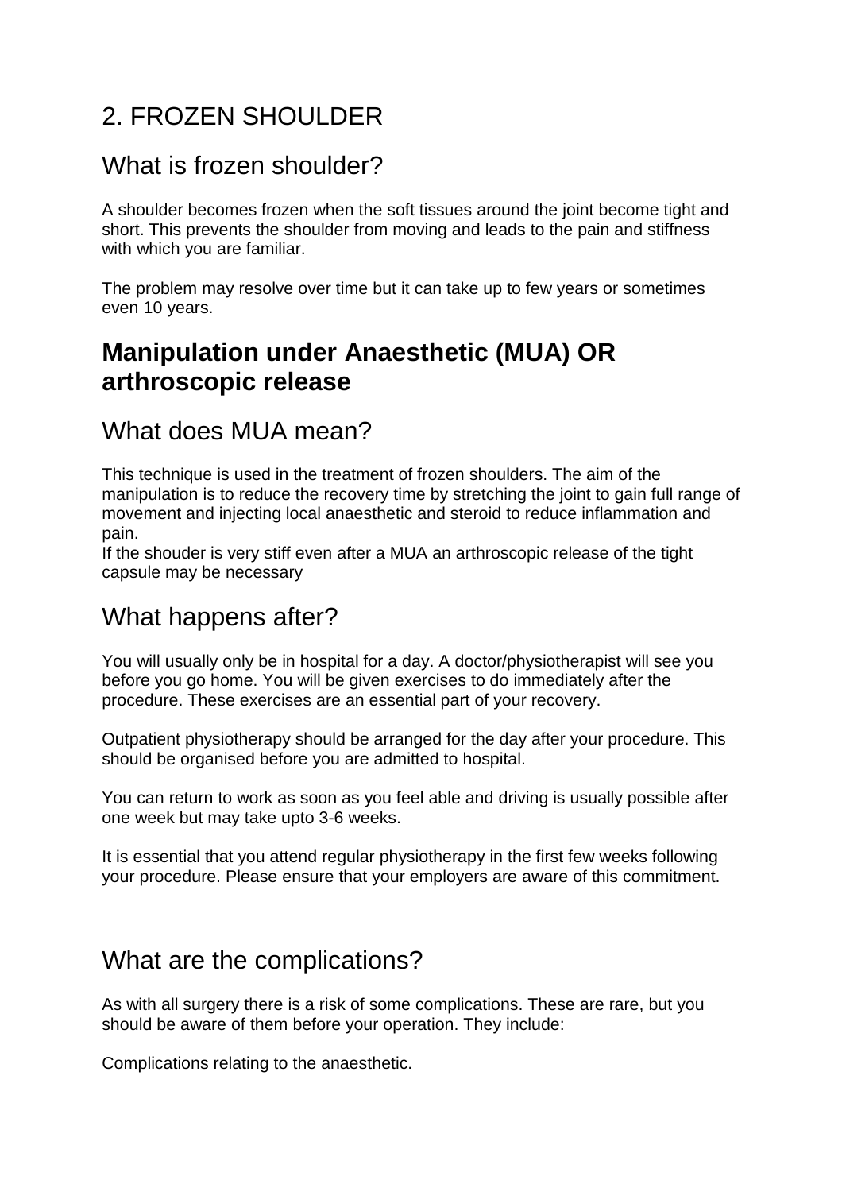# 2. FROZEN SHOULDER

## What is frozen shoulder?

A shoulder becomes frozen when the soft tissues around the joint become tight and short. This prevents the shoulder from moving and leads to the pain and stiffness with which you are familiar.

The problem may resolve over time but it can take up to few years or sometimes even 10 years.

## **Manipulation under Anaesthetic (MUA) OR arthroscopic release**

## What does MUA mean?

This technique is used in the treatment of frozen shoulders. The aim of the manipulation is to reduce the recovery time by stretching the joint to gain full range of movement and injecting local anaesthetic and steroid to reduce inflammation and pain.
If the shouder is very stiff even after a MUA an arthroscopic release of the tight capsule may be necessary

## What happens after?

You will usually only be in hospital for a day. A doctor/physiotherapist will see you before you go home. You will be given exercises to do immediately after the procedure. These exercises are an essential part of your recovery.

Outpatient physiotherapy should be arranged for the day after your procedure. This should be organised before you are admitted to hospital.

You can return to work as soon as you feel able and driving is usually possible after one week but may take upto 3-6 weeks.

It is essential that you attend regular physiotherapy in the first few weeks following your procedure. Please ensure that your employers are aware of this commitment.

## What are the complications?

As with all surgery there is a risk of some complications. These are rare, but you should be aware of them before your operation. They include:

Complications relating to the anaesthetic.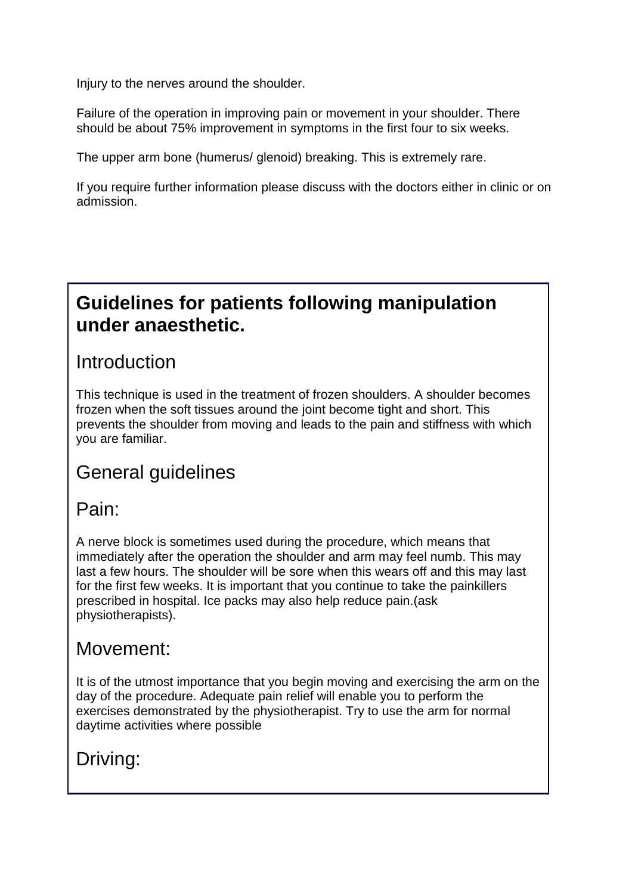Injury to the nerves around the shoulder.

Failure of the operation in improving pain or movement in your shoulder. There should be about 75% improvement in symptoms in the first four to six weeks.

The upper arm bone (humerus/ glenoid) breaking. This is extremely rare.

If you require further information please discuss with the doctors either in clinic or on admission.

## Guidelines for patients following manipulation under anaesthetic.

### Introduction

This technique is used in the treatment of frozen shoulders. A shoulder becomes frozen when the soft tissues around the joint become tight and short. This prevents the shoulder from moving and leads to the pain and stiffness with which you are familiar.

### General guidelines

### Pain:

A nerve block is sometimes used during the procedure, which means that immediately after the operation the shoulder and arm may feel numb. This may last a few hours. The shoulder will be sore when this wears off and this may last for the first few weeks. It is important that you continue to take the painkillers prescribed in hospital. Ice packs may also help reduce pain.(ask physiotherapists).

### Movement:

It is of the utmost importance that you begin moving and exercising the arm on the day of the procedure. Adequate pain relief will enable you to perform the exercises demonstrated by the physiotherapist. Try to use the arm for normal daytime activities where possible

### Driving: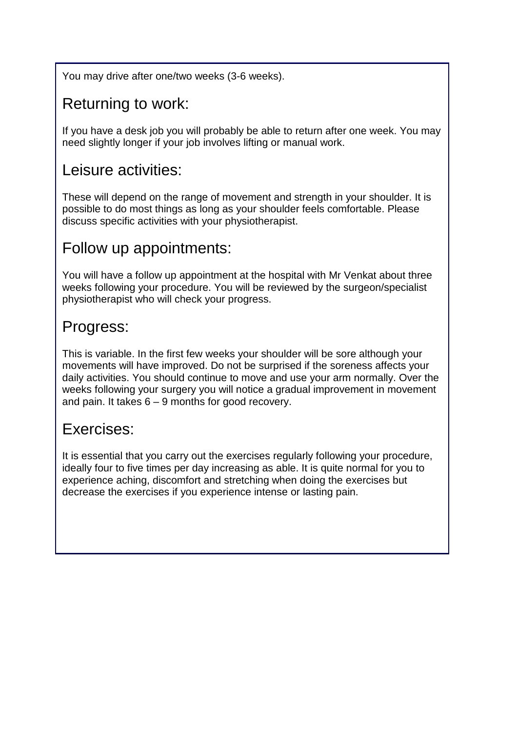You may drive after one/two weeks (3-6 weeks).

## Returning to work:

If you have a desk job you will probably be able to return after one week. You may need slightly longer if your job involves lifting or manual work.

## Leisure activities:

These will depend on the range of movement and strength in your shoulder. It is possible to do most things as long as your shoulder feels comfortable. Please discuss specific activities with your physiotherapist.

## Follow up appointments:

You will have a follow up appointment at the hospital with Mr Venkat about three weeks following your procedure. You will be reviewed by the surgeon/specialist physiotherapist who will check your progress.

## Progress:

This is variable. In the first few weeks your shoulder will be sore although your movements will have improved. Do not be surprised if the soreness affects your daily activities. You should continue to move and use your arm normally. Over the weeks following your surgery you will notice a gradual improvement in movement and pain. It takes 6 – 9 months for good recovery.

## Exercises:

It is essential that you carry out the exercises regularly following your procedure, ideally four to five times per day increasing as able. It is quite normal for you to experience aching, discomfort and stretching when doing the exercises but decrease the exercises if you experience intense or lasting pain.